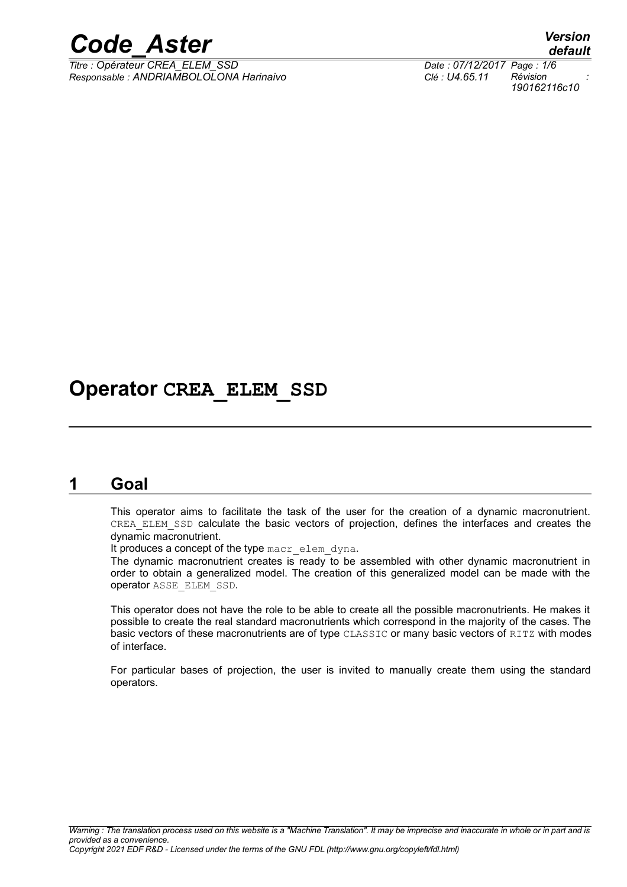# Operator CREA_ELEM_SSD

## 1 Goal

This operator aims to facilitate the task of the user for the creation of a dynamic macronutrient. CREA_ELEM_SSD calculate the basic vectors of projection, defines the interfaces and creates the dynamic macronutrient.

It produces a concept of the type macr_elem_dyna.

The dynamic macronutrient creates is ready to be assembled with other dynamic macronutrient in order to obtain a generalized model. The creation of this generalized model can be made with the operator ASSE_ELEM_SSD.

This operator does not have the role to be able to create all the possible macronutrients. He makes it possible to create the real standard macronutrients which correspond in the majority of the cases. The basic vectors of these macronutrients are of type CLASSIC or many basic vectors of RITZ with modes of interface.

For particular bases of projection, the user is invited to manually create them using the standard operators.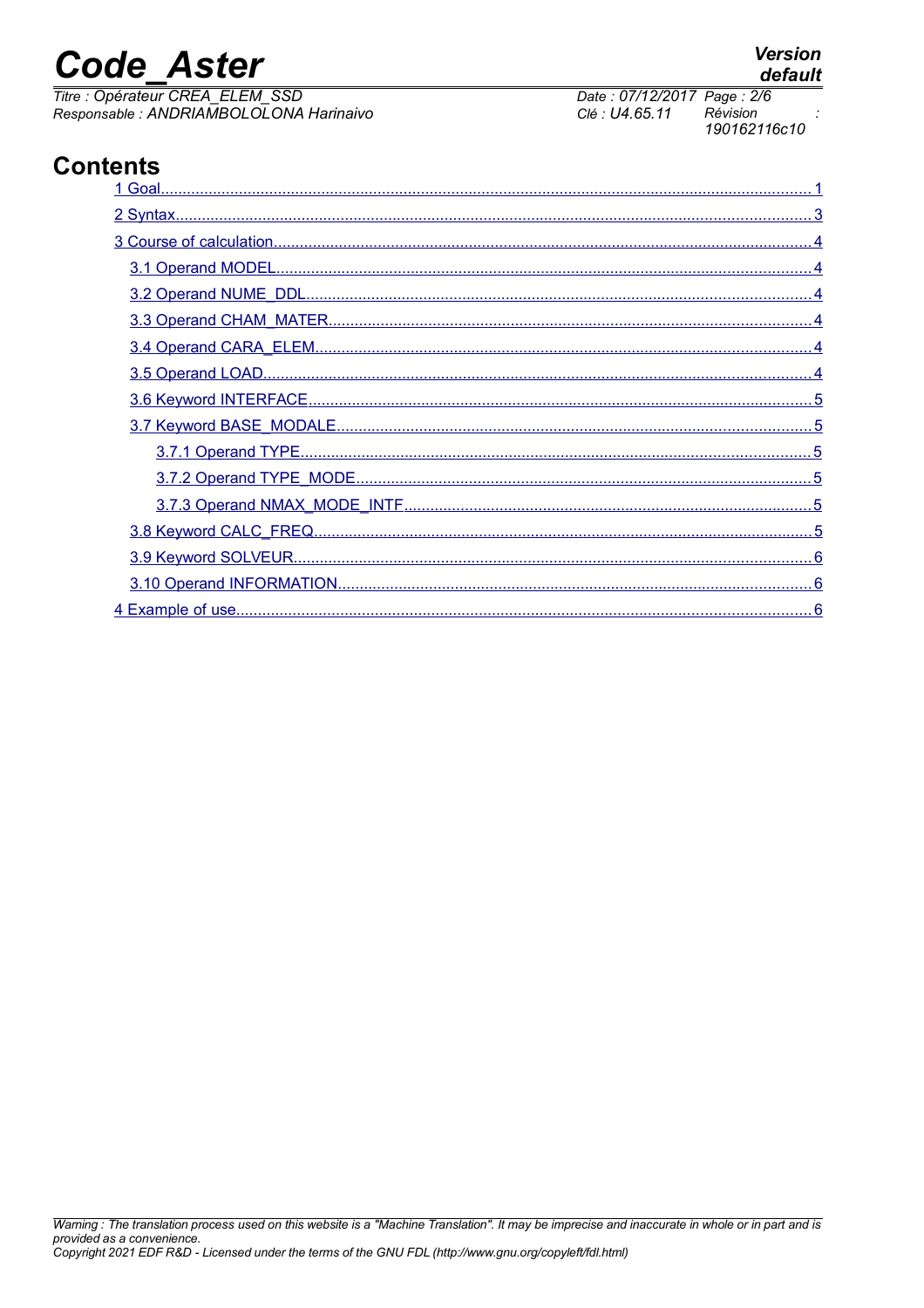# Contents

1 Goal........................................................................................................................................... 1

2 Syntax......................................................................................................................................... 3

3 Course of calculation................................................................................................................... 4

3.1 Operand MODEL.................................................................................................................. 4

3.2 Operand NUME_DDL.......................................................................................................... 4

3.3 Operand CHAM_MATER..................................................................................................... 4

3.4 Operand CARA_ELEM......................................................................................................... 4

3.5 Operand LOAD..................................................................................................................... 4

3.6 Keyword INTERFACE.......................................................................................................... 5

3.7 Keyword BASE_MODALE................................................................................................... 5

3.7.1 Operand TYPE............................................................................................................. 5

3.7.2 Operand TYPE_MODE................................................................................................ 5

3.7.3 Operand NMAX_MODE_INTF..................................................................................... 5

3.8 Keyword CALC_FREQ......................................................................................................... 5

3.9 Keyword SOLVEUR.............................................................................................................. 6

3.10 Operand INFORMATION................................................................................................... 6

4 Example of use........................................................................................................................... 6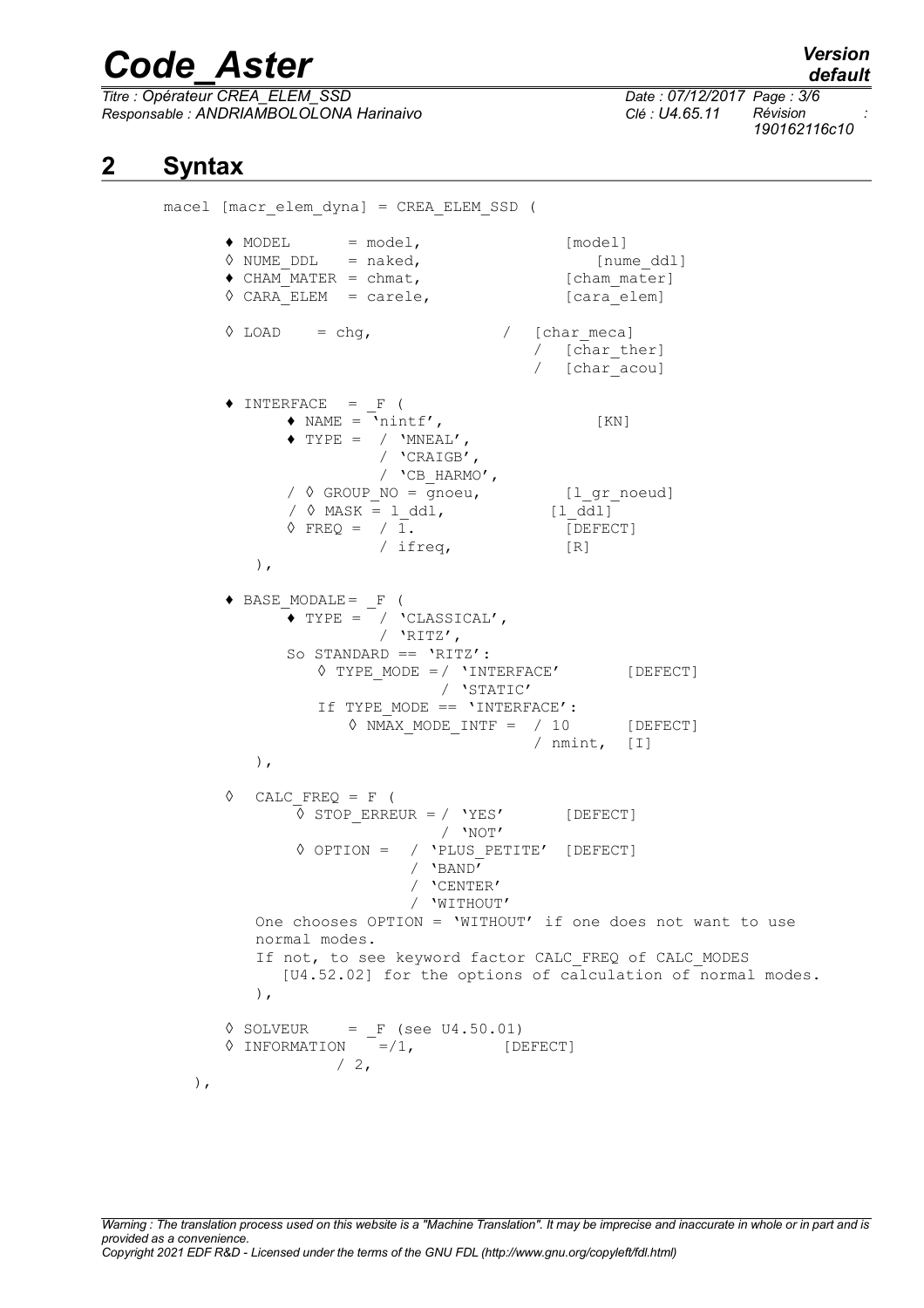# 2 Syntax

```
macel [macr_elem_dyna] = CREA_ELEM_SSD (

      ♦ MODEL      = model,              [model]
      ◊ NUME_DDL   = naked,                  [nume_ddl]
      ♦ CHAM_MATER = chmat,              [cham_mater]
      ◊ CARA_ELEM  = carele,             [cara_elem]

      ◊ LOAD    = chg,             /  [char_meca]
                                   /   [char_ther]
                                   /   [char_acou]

      ♦ INTERFACE  = _F (
            ♦ NAME = 'nintf',                [KN]
            ♦ TYPE = / 'MNEAL',
                     / 'CRAIGB',
                     / 'CB_HARMO',
           / ◊ GROUP_NO = gnoeu,          [l_gr_noeud]
           / ◊ MASK = l_ddl,            [l_ddl]
            ◊ FREQ =  / 1.                [DEFECT]
                     / ifreq,            [R]
         ),

      ♦ BASE_MODALE= _F (
            ♦ TYPE =  / 'CLASSICAL',
                     / 'RITZ',
            So STANDARD == 'RITZ':
               ◊ TYPE_MODE =/ 'INTERFACE'       [DEFECT]
                            / 'STATIC'
               If TYPE_MODE == 'INTERFACE':
                  ◊ NMAX_MODE_INTF =  / 10      [DEFECT]
                                     / nmint,  [I]
         ),

      ◊  CALC_FREQ = F (
             ◊ STOP_ERREUR = / 'YES'        [DEFECT]
                             / 'NOT'
            ◊ OPTION =  / 'PLUS_PETITE'  [DEFECT]
                        / 'BAND'
                        / 'CENTER'
                        / 'WITHOUT'
         One chooses OPTION = 'WITHOUT' if one does not want to use
         normal modes.
         If not, to see keyword factor CALC_FREQ of CALC_MODES
            [U4.52.02] for the options of calculation of normal modes.
         ),

      ◊ SOLVEUR     = _F (see U4.50.01)
      ◊ INFORMATION   =/1,          [DEFECT]
                 / 2,
   ),
```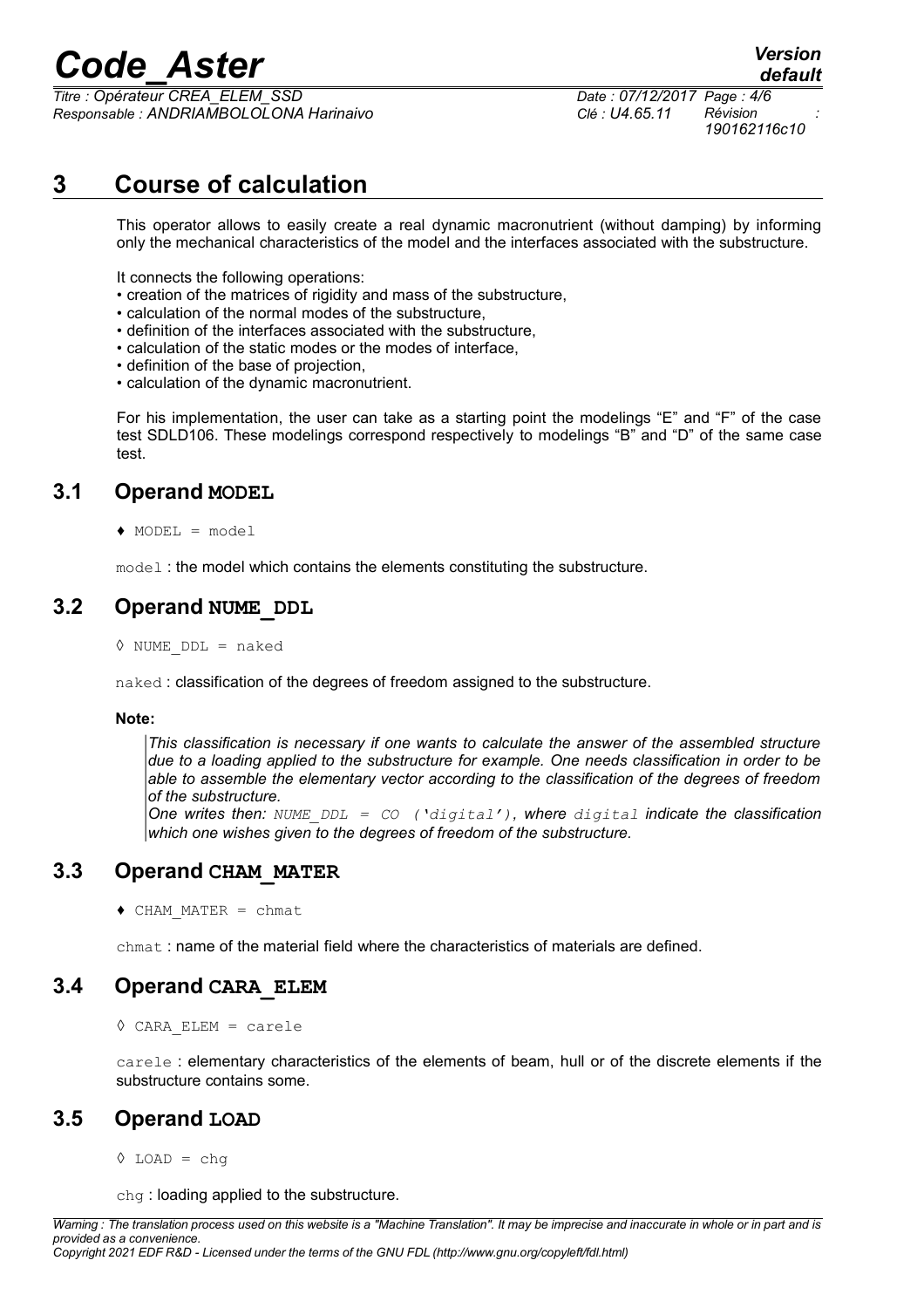# 3 Course of calculation

This operator allows to easily create a real dynamic macronutrient (without damping) by informing only the mechanical characteristics of the model and the interfaces associated with the substructure.

It connects the following operations:

- creation of the matrices of rigidity and mass of the substructure,
- calculation of the normal modes of the substructure,
- definition of the interfaces associated with the substructure,
- calculation of the static modes or the modes of interface,
- definition of the base of projection,
- calculation of the dynamic macronutrient.

For his implementation, the user can take as a starting point the modelings "E" and "F" of the case test SDLD106. These modelings correspond respectively to modelings "B" and "D" of the same case test.

## 3.1 Operand **MODEL**

♦ `MODEL = model`

`model` : the model which contains the elements constituting the substructure.

## 3.2 Operand **NUME_DDL**

◊ `NUME_DDL = naked`

`naked` : classification of the degrees of freedom assigned to the substructure.

**Note:**

> *This classification is necessary if one wants to calculate the answer of the assembled structure due to a loading applied to the substructure for example. One needs classification in order to be able to assemble the elementary vector according to the classification of the degrees of freedom of the substructure.*
> *One writes then:* `NUME_DDL = CO ('digital')`, *where* `digital` *indicate the classification which one wishes given to the degrees of freedom of the substructure.*

## 3.3 Operand **CHAM_MATER**

♦ `CHAM_MATER = chmat`

`chmat` : name of the material field where the characteristics of materials are defined.

## 3.4 Operand **CARA_ELEM**

◊ `CARA_ELEM = carele`

`carele` : elementary characteristics of the elements of beam, hull or of the discrete elements if the substructure contains some.

## 3.5 Operand **LOAD**

◊ `LOAD = chg`

`chg` : loading applied to the substructure.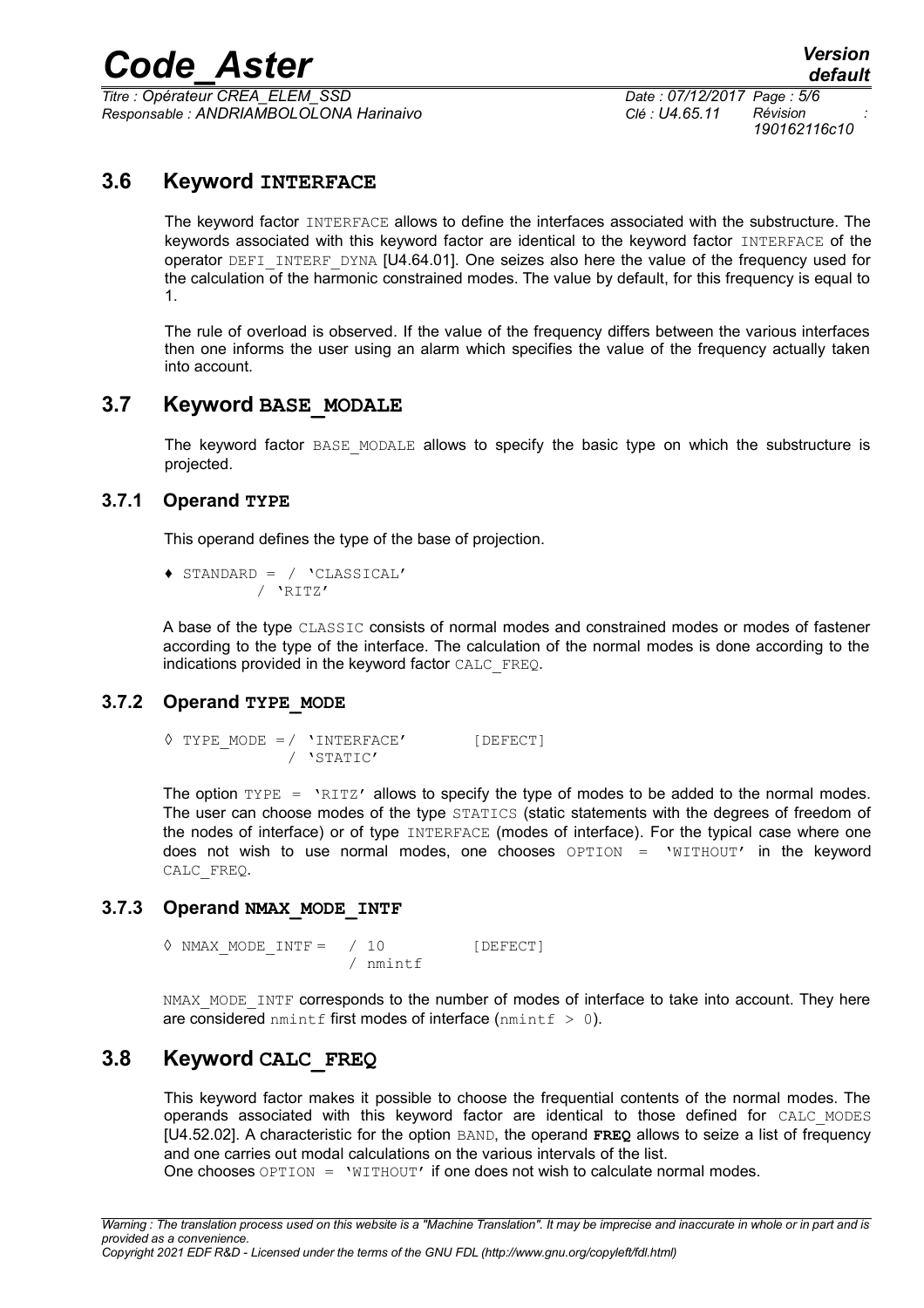## 3.6 Keyword INTERFACE

The keyword factor INTERFACE allows to define the interfaces associated with the substructure. The keywords associated with this keyword factor are identical to the keyword factor INTERFACE of the operator DEFI_INTERF_DYNA [U4.64.01]. One seizes also here the value of the frequency used for the calculation of the harmonic constrained modes. The value by default, for this frequency is equal to 1.

The rule of overload is observed. If the value of the frequency differs between the various interfaces then one informs the user using an alarm which specifies the value of the frequency actually taken into account.

## 3.7 Keyword BASE_MODALE

The keyword factor BASE_MODALE allows to specify the basic type on which the substructure is projected.

### 3.7.1 Operand TYPE

This operand defines the type of the base of projection.

```
♦ STANDARD = / 'CLASSICAL'
             / 'RITZ'
```

A base of the type CLASSIC consists of normal modes and constrained modes or modes of fastener according to the type of the interface. The calculation of the normal modes is done according to the indications provided in the keyword factor CALC_FREQ.

### 3.7.2 Operand TYPE_MODE

```
◊ TYPE_MODE =/ 'INTERFACE'        [DEFECT]
             / 'STATIC'
```

The option TYPE = 'RITZ' allows to specify the type of modes to be added to the normal modes. The user can choose modes of the type STATICS (static statements with the degrees of freedom of the nodes of interface) or of type INTERFACE (modes of interface). For the typical case where one does not wish to use normal modes, one chooses OPTION = 'WITHOUT' in the keyword CALC_FREQ.

### 3.7.3 Operand NMAX_MODE_INTF

```
◊ NMAX_MODE_INTF =  / 10          [DEFECT]
                    / nmintf
```

NMAX_MODE_INTF corresponds to the number of modes of interface to take into account. They here are considered nmintf first modes of interface (nmintf > 0).

## 3.8 Keyword CALC_FREQ

This keyword factor makes it possible to choose the frequential contents of the normal modes. The operands associated with this keyword factor are identical to those defined for CALC_MODES [U4.52.02]. A characteristic for the option BAND, the operand **FREQ** allows to seize a list of frequency and one carries out modal calculations on the various intervals of the list.
One chooses OPTION = 'WITHOUT' if one does not wish to calculate normal modes.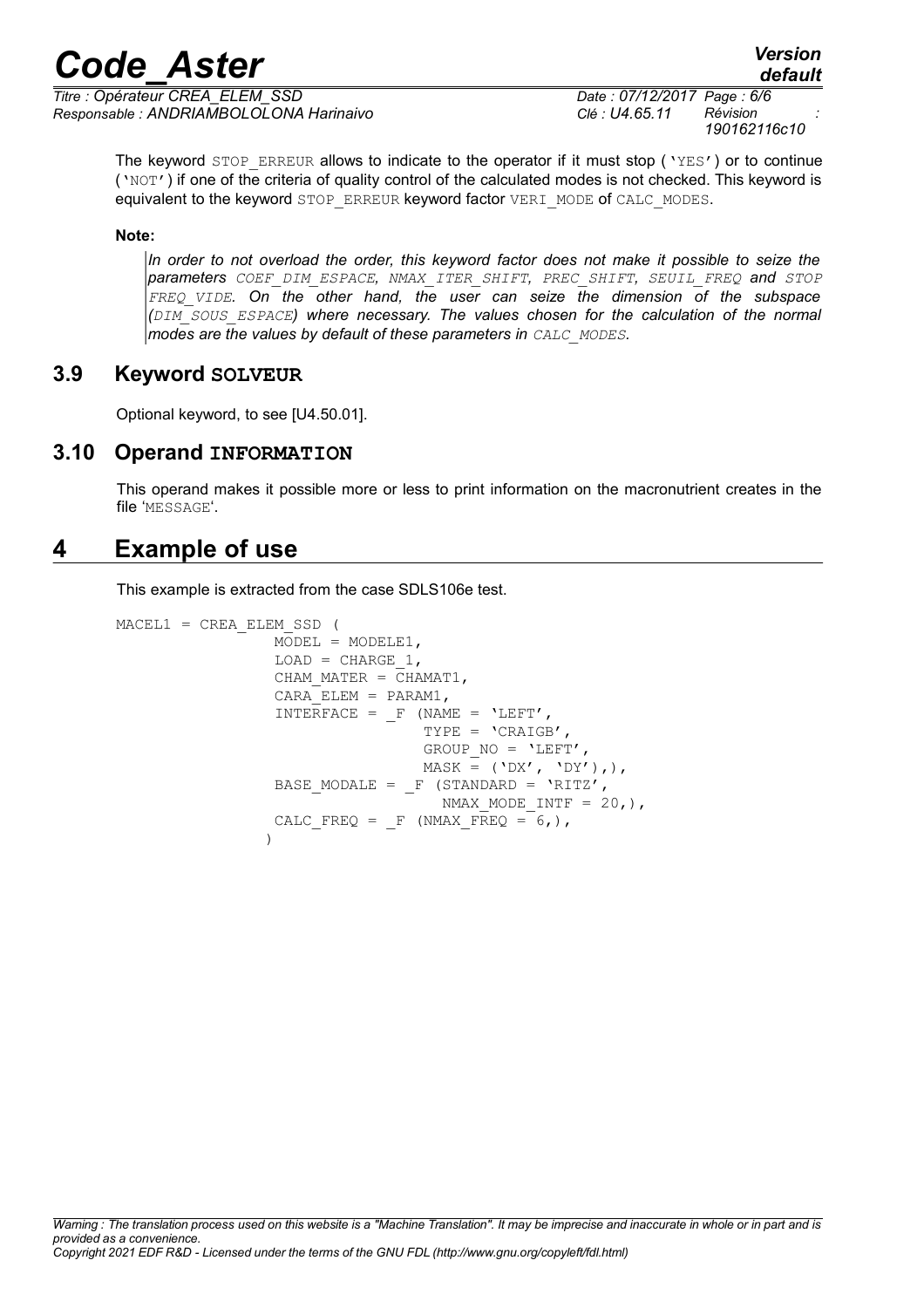The keyword STOP_ERREUR allows to indicate to the operator if it must stop ('YES') or to continue ('NOT') if one of the criteria of quality control of the calculated modes is not checked. This keyword is equivalent to the keyword STOP_ERREUR keyword factor VERI_MODE of CALC_MODES.

**Note:**

*In order to not overload the order, this keyword factor does not make it possible to seize the parameters COEF_DIM_ESPACE, NMAX_ITER_SHIFT, PREC_SHIFT, SEUIL_FREQ and STOP FREQ_VIDE. On the other hand, the user can seize the dimension of the subspace (DIM_SOUS_ESPACE) where necessary. The values chosen for the calculation of the normal modes are the values by default of these parameters in CALC_MODES.*

### 3.9 Keyword SOLVEUR

Optional keyword, to see [U4.50.01].

### 3.10 Operand INFORMATION

This operand makes it possible more or less to print information on the macronutrient creates in the file 'MESSAGE'.

## 4 Example of use

This example is extracted from the case SDLS106e test.

```
MACEL1 = CREA_ELEM_SSD (
                MODEL = MODELE1,
                LOAD = CHARGE_1,
                CHAM_MATER = CHAMAT1,
                CARA_ELEM = PARAM1,
                INTERFACE = _F (NAME = 'LEFT',
                                TYPE = 'CRAIGB',
                                GROUP_NO = 'LEFT',
                                MASK = ('DX', 'DY'),),
                BASE_MODALE = _F (STANDARD = 'RITZ',
                                  NMAX_MODE_INTF = 20,),
                CALC_FREQ = _F (NMAX_FREQ = 6,),
               )
```